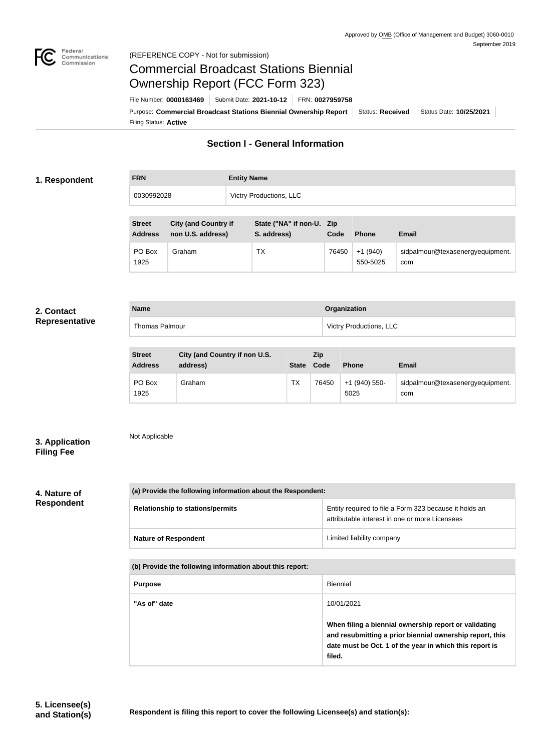Approved by OMB (Office of Management and Budget) 3060-0010
September 2019

(REFERENCE COPY - Not for submission)

# Commercial Broadcast Stations Biennial Ownership Report (FCC Form 323)

File Number: **0000163469** | Submit Date: **2021-10-12** | FRN: **0027959758**

Purpose: **Commercial Broadcast Stations Biennial Ownership Report** | Status: **Received** | Status Date: **10/25/2021**

Filing Status: **Active**

## Section I - General Information

### 1. Respondent

| FRN | Entity Name |
| --- | --- |
| 0030992028 | Victry Productions, LLC |

| Street Address | City (and Country if non U.S. address) | State ("NA" if non-U. S. address) | Zip Code | Phone | Email |
| --- | --- | --- | --- | --- | --- |
| PO Box 1925 | Graham | TX | 76450 | +1 (940) 550-5025 | sidpalmour@texasenergyequipment.com |

### 2. Contact Representative

| Name | Organization |
| --- | --- |
| Thomas Palmour | Victry Productions, LLC |

| Street Address | City (and Country if non U.S. address) | State | Zip Code | Phone | Email |
| --- | --- | --- | --- | --- | --- |
| PO Box 1925 | Graham | TX | 76450 | +1 (940) 550-5025 | sidpalmour@texasenergyequipment.com |

### 3. Application Filing Fee

Not Applicable

### 4. Nature of Respondent

| (a) Provide the following information about the Respondent: | |
| --- | --- |
| Relationship to stations/permits | Entity required to file a Form 323 because it holds an attributable interest in one or more Licensees |
| Nature of Respondent | Limited liability company |

| (b) Provide the following information about this report: | |
| --- | --- |
| Purpose | Biennial |
| "As of" date | 10/01/2021<br><br>**When filing a biennial ownership report or validating and resubmitting a prior biennial ownership report, this date must be Oct. 1 of the year in which this report is filed.** |

### 5. Licensee(s) and Station(s)

**Respondent is filing this report to cover the following Licensee(s) and station(s):**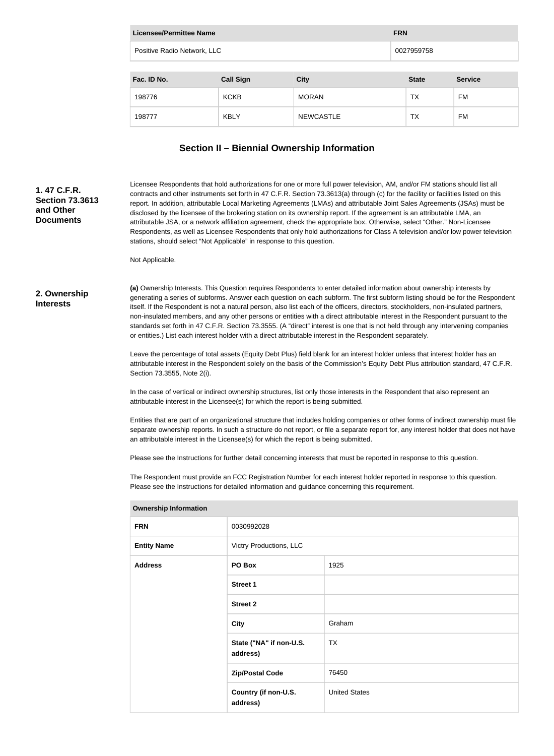| Licensee/Permittee Name | FRN |
|---|---|
| Positive Radio Network, LLC | 0027959758 |

| Fac. ID No. | Call Sign | City | State | Service |
|---|---|---|---|---|
| 198776 | KCKB | MORAN | TX | FM |
| 198777 | KBLY | NEWCASTLE | TX | FM |

## Section II – Biennial Ownership Information

**1. 47 C.F.R. Section 73.3613 and Other Documents**

Licensee Respondents that hold authorizations for one or more full power television, AM, and/or FM stations should list all contracts and other instruments set forth in 47 C.F.R. Section 73.3613(a) through (c) for the facility or facilities listed on this report. In addition, attributable Local Marketing Agreements (LMAs) and attributable Joint Sales Agreements (JSAs) must be disclosed by the licensee of the brokering station on its ownership report. If the agreement is an attributable LMA, an attributable JSA, or a network affiliation agreement, check the appropriate box. Otherwise, select "Other." Non-Licensee Respondents, as well as Licensee Respondents that only hold authorizations for Class A television and/or low power television stations, should select "Not Applicable" in response to this question.

Not Applicable.

**2. Ownership Interests**

**(a)** Ownership Interests. This Question requires Respondents to enter detailed information about ownership interests by generating a series of subforms. Answer each question on each subform. The first subform listing should be for the Respondent itself. If the Respondent is not a natural person, also list each of the officers, directors, stockholders, non-insulated partners, non-insulated members, and any other persons or entities with a direct attributable interest in the Respondent pursuant to the standards set forth in 47 C.F.R. Section 73.3555. (A "direct" interest is one that is not held through any intervening companies or entities.) List each interest holder with a direct attributable interest in the Respondent separately.

Leave the percentage of total assets (Equity Debt Plus) field blank for an interest holder unless that interest holder has an attributable interest in the Respondent solely on the basis of the Commission's Equity Debt Plus attribution standard, 47 C.F.R. Section 73.3555, Note 2(i).

In the case of vertical or indirect ownership structures, list only those interests in the Respondent that also represent an attributable interest in the Licensee(s) for which the report is being submitted.

Entities that are part of an organizational structure that includes holding companies or other forms of indirect ownership must file separate ownership reports. In such a structure do not report, or file a separate report for, any interest holder that does not have an attributable interest in the Licensee(s) for which the report is being submitted.

Please see the Instructions for further detail concerning interests that must be reported in response to this question.

The Respondent must provide an FCC Registration Number for each interest holder reported in response to this question. Please see the Instructions for detailed information and guidance concerning this requirement.

| Ownership Information | | |
|---|---|---|
| **FRN** | 0030992028 | |
| **Entity Name** | Victry Productions, LLC | |
| **Address** | **PO Box** | 1925 |
| | **Street 1** | |
| | **Street 2** | |
| | **City** | Graham |
| | **State ("NA" if non-U.S. address)** | TX |
| | **Zip/Postal Code** | 76450 |
| | **Country (if non-U.S. address)** | United States |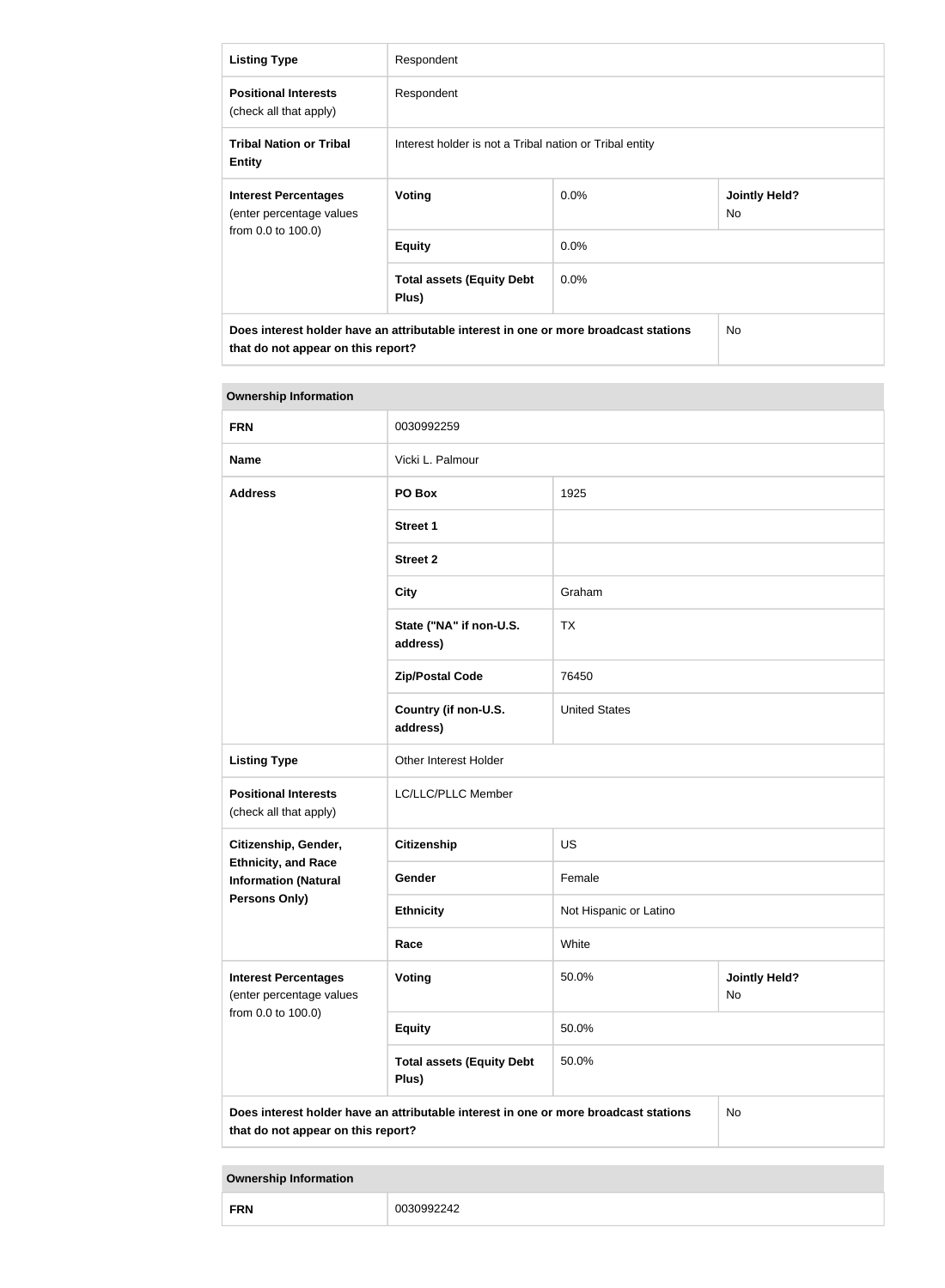| Listing Type | Respondent | | |
|---|---|---|---|
| **Positional Interests** (check all that apply) | Respondent | | |
| **Tribal Nation or Tribal Entity** | Interest holder is not a Tribal nation or Tribal entity | | |
| **Interest Percentages** (enter percentage values from 0.0 to 100.0) | **Voting** | 0.0% | **Jointly Held?** No |
| | **Equity** | 0.0% | |
| | **Total assets (Equity Debt Plus)** | 0.0% | |
| **Does interest holder have an attributable interest in one or more broadcast stations that do not appear on this report?** | | | No |

| Ownership Information | | | |
|---|---|---|---|
| **FRN** | 0030992259 | | |
| **Name** | Vicki L. Palmour | | |
| **Address** | **PO Box** | 1925 | |
| | **Street 1** | | |
| | **Street 2** | | |
| | **City** | Graham | |
| | **State ("NA" if non-U.S. address)** | TX | |
| | **Zip/Postal Code** | 76450 | |
| | **Country (if non-U.S. address)** | United States | |
| **Listing Type** | Other Interest Holder | | |
| **Positional Interests** (check all that apply) | LC/LLC/PLLC Member | | |
| **Citizenship, Gender, Ethnicity, and Race Information (Natural Persons Only)** | **Citizenship** | US | |
| | **Gender** | Female | |
| | **Ethnicity** | Not Hispanic or Latino | |
| | **Race** | White | |
| **Interest Percentages** (enter percentage values from 0.0 to 100.0) | **Voting** | 50.0% | **Jointly Held?** No |
| | **Equity** | 50.0% | |
| | **Total assets (Equity Debt Plus)** | 50.0% | |
| **Does interest holder have an attributable interest in one or more broadcast stations that do not appear on this report?** | | | No |

| Ownership Information | |
|---|---|
| **FRN** | 0030992242 |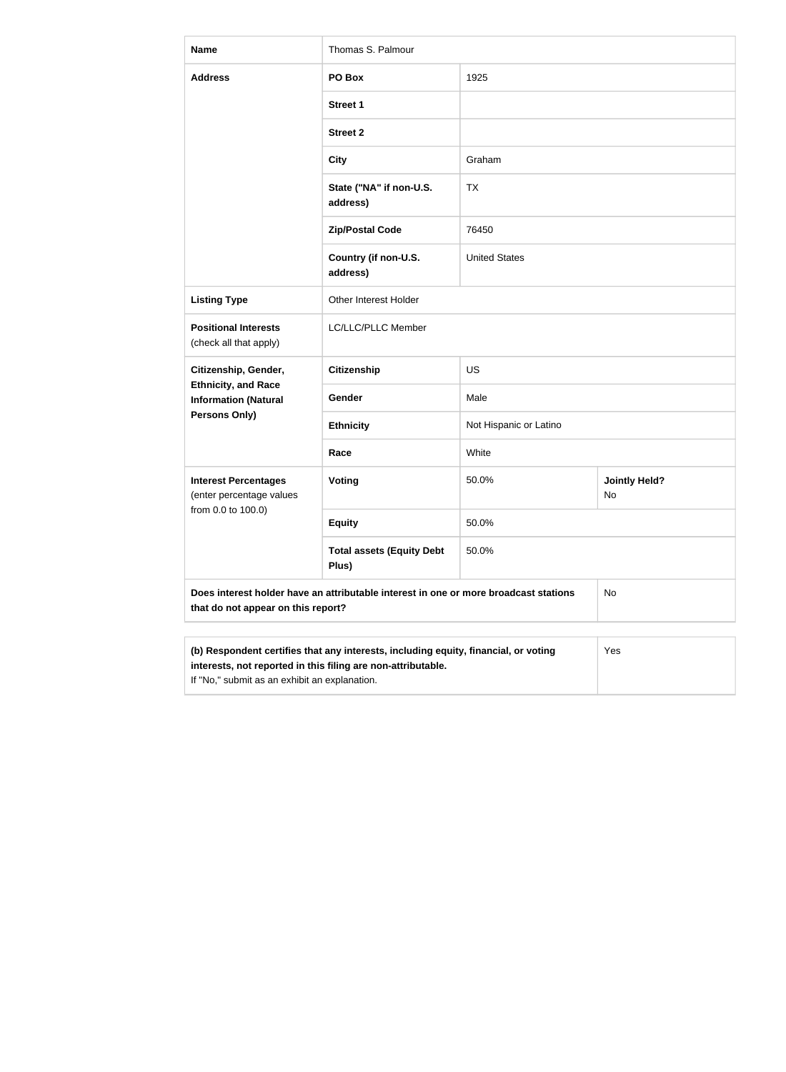| Name | Thomas S. Palmour | | |
|---|---|---|---|
| Address | PO Box | 1925 | |
| | Street 1 | | |
| | Street 2 | | |
| | City | Graham | |
| | State ("NA" if non-U.S. address) | TX | |
| | Zip/Postal Code | 76450 | |
| | Country (if non-U.S. address) | United States | |
| Listing Type | Other Interest Holder | | |
| Positional Interests (check all that apply) | LC/LLC/PLLC Member | | |
| Citizenship, Gender, Ethnicity, and Race Information (Natural Persons Only) | Citizenship | US | |
| | Gender | Male | |
| | Ethnicity | Not Hispanic or Latino | |
| | Race | White | |
| Interest Percentages (enter percentage values from 0.0 to 100.0) | Voting | 50.0% | Jointly Held? No |
| | Equity | 50.0% | |
| | Total assets (Equity Debt Plus) | 50.0% | |
| Does interest holder have an attributable interest in one or more broadcast stations that do not appear on this report? | | | No |

| (b) Respondent certifies that any interests, including equity, financial, or voting interests, not reported in this filing are non-attributable. If "No," submit as an exhibit an explanation. | Yes |
|---|---|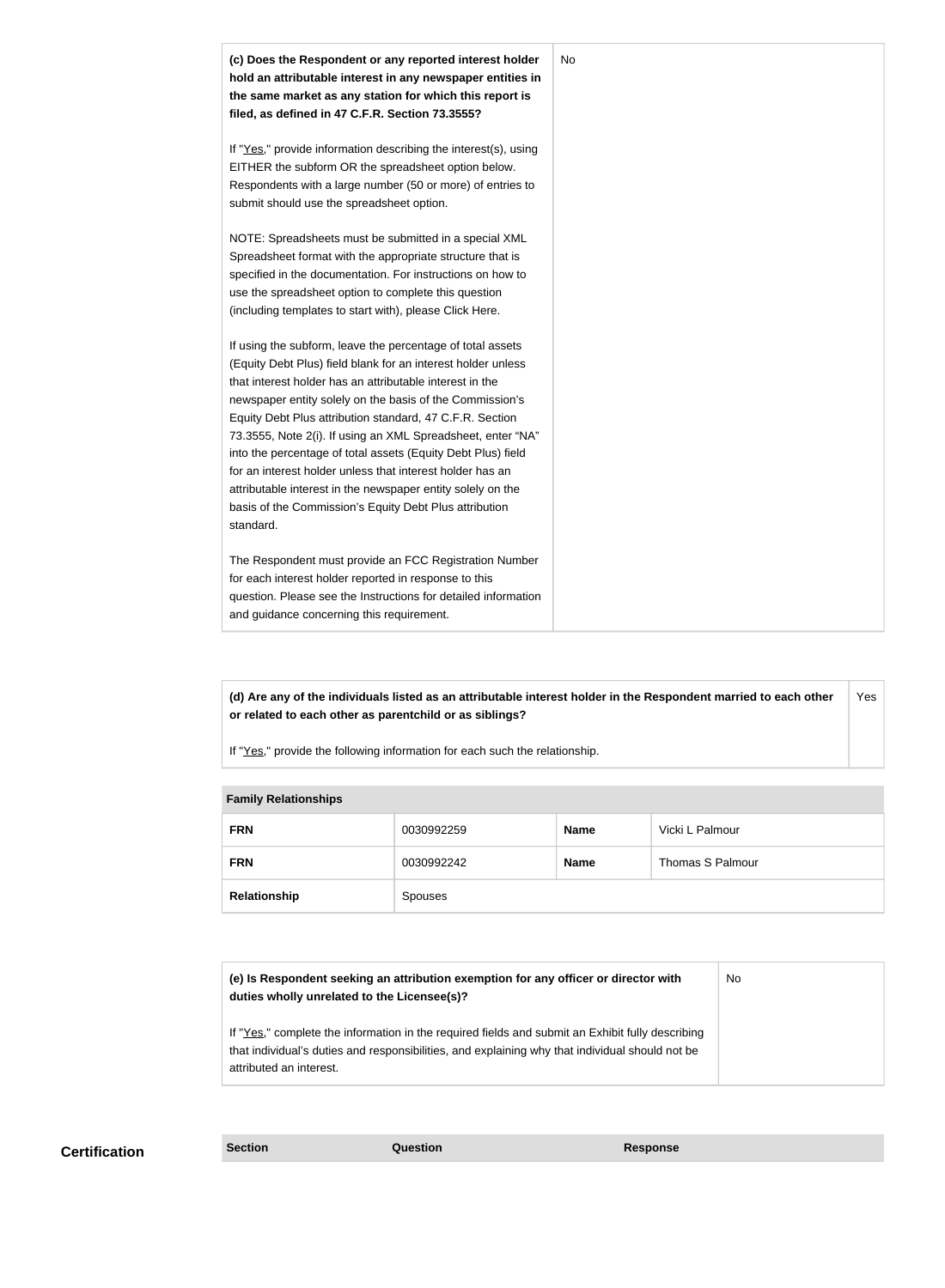| **(c) Does the Respondent or any reported interest holder hold an attributable interest in any newspaper entities in the same market as any station for which this report is filed, as defined in 47 C.F.R. Section 73.3555?**<br><br>If "Yes," provide information describing the interest(s), using EITHER the subform OR the spreadsheet option below. Respondents with a large number (50 or more) of entries to submit should use the spreadsheet option.<br><br>NOTE: Spreadsheets must be submitted in a special XML Spreadsheet format with the appropriate structure that is specified in the documentation. For instructions on how to use the spreadsheet option to complete this question (including templates to start with), please Click Here.<br><br>If using the subform, leave the percentage of total assets (Equity Debt Plus) field blank for an interest holder unless that interest holder has an attributable interest in the newspaper entity solely on the basis of the Commission's Equity Debt Plus attribution standard, 47 C.F.R. Section 73.3555, Note 2(i). If using an XML Spreadsheet, enter "NA" into the percentage of total assets (Equity Debt Plus) field for an interest holder unless that interest holder has an attributable interest in the newspaper entity solely on the basis of the Commission's Equity Debt Plus attribution standard.<br><br>The Respondent must provide an FCC Registration Number for each interest holder reported in response to this question. Please see the Instructions for detailed information and guidance concerning this requirement. | No |
|---|---|

| **(d) Are any of the individuals listed as an attributable interest holder in the Respondent married to each other or related to each other as parentchild or as siblings?**<br><br>If "Yes," provide the following information for each such the relationship. | Yes |
|---|---|

| **Family Relationships** | | | |
|---|---|---|---|
| **FRN** | 0030992259 | **Name** | Vicki L Palmour |
| **FRN** | 0030992242 | **Name** | Thomas S Palmour |
| **Relationship** | Spouses | | |

| **(e) Is Respondent seeking an attribution exemption for any officer or director with duties wholly unrelated to the Licensee(s)?**<br><br>If "Yes," complete the information in the required fields and submit an Exhibit fully describing that individual's duties and responsibilities, and explaining why that individual should not be attributed an interest. | No |
|---|---|

## Certification

| Section | Question | Response |
|---|---|---|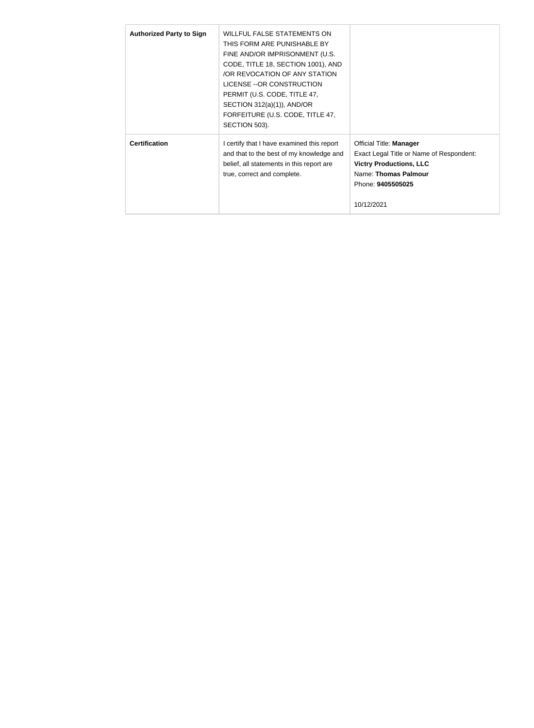| | | |
|---|---|---|
| **Authorized Party to Sign** | WILLFUL FALSE STATEMENTS ON THIS FORM ARE PUNISHABLE BY FINE AND/OR IMPRISONMENT (U.S. CODE, TITLE 18, SECTION 1001), AND /OR REVOCATION OF ANY STATION LICENSE --OR CONSTRUCTION PERMIT (U.S. CODE, TITLE 47, SECTION 312(a)(1)), AND/OR FORFEITURE (U.S. CODE, TITLE 47, SECTION 503). | |
| **Certification** | I certify that I have examined this report and that to the best of my knowledge and belief, all statements in this report are true, correct and complete. | Official Title: **Manager**<br>Exact Legal Title or Name of Respondent: **Victry Productions, LLC**<br>Name: **Thomas Palmour**<br>Phone: **9405505025**<br><br>10/12/2021 |